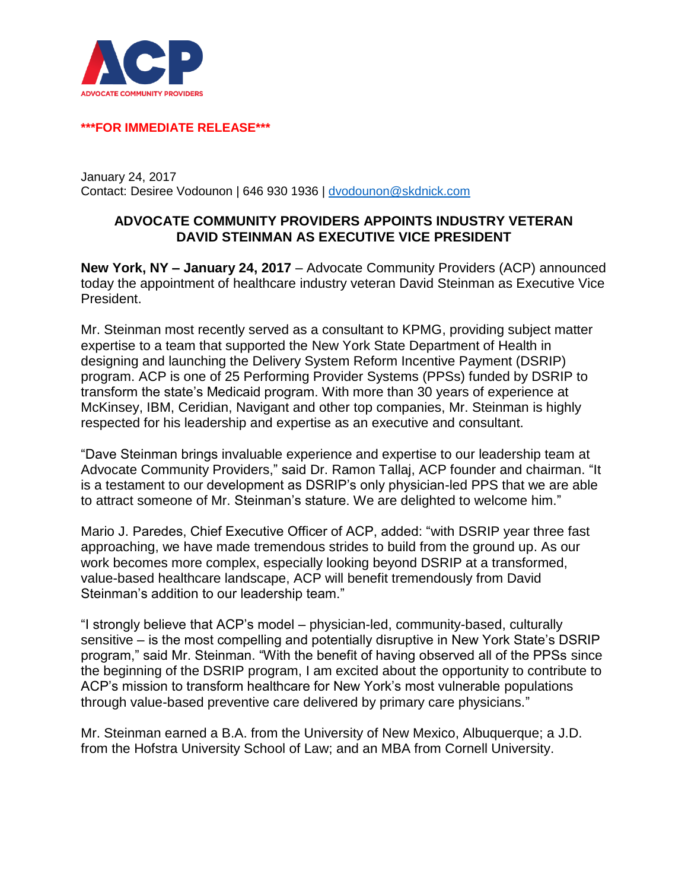ACP

ADVOCATE COMMUNITY PROVIDERS

**\*\*\*FOR IMMEDIATE RELEASE\*\*\***

January 24, 2017
Contact: Desiree Vodounon | 646 930 1936 | dvodounon@skdnick.com

## ADVOCATE COMMUNITY PROVIDERS APPOINTS INDUSTRY VETERAN DAVID STEINMAN AS EXECUTIVE VICE PRESIDENT

**New York, NY – January 24, 2017** – Advocate Community Providers (ACP) announced today the appointment of healthcare industry veteran David Steinman as Executive Vice President.

Mr. Steinman most recently served as a consultant to KPMG, providing subject matter expertise to a team that supported the New York State Department of Health in designing and launching the Delivery System Reform Incentive Payment (DSRIP) program. ACP is one of 25 Performing Provider Systems (PPSs) funded by DSRIP to transform the state's Medicaid program. With more than 30 years of experience at McKinsey, IBM, Ceridian, Navigant and other top companies, Mr. Steinman is highly respected for his leadership and expertise as an executive and consultant.

"Dave Steinman brings invaluable experience and expertise to our leadership team at Advocate Community Providers," said Dr. Ramon Tallaj, ACP founder and chairman. "It is a testament to our development as DSRIP's only physician-led PPS that we are able to attract someone of Mr. Steinman's stature. We are delighted to welcome him."

Mario J. Paredes, Chief Executive Officer of ACP, added: "with DSRIP year three fast approaching, we have made tremendous strides to build from the ground up. As our work becomes more complex, especially looking beyond DSRIP at a transformed, value-based healthcare landscape, ACP will benefit tremendously from David Steinman's addition to our leadership team."

"I strongly believe that ACP's model – physician-led, community-based, culturally sensitive – is the most compelling and potentially disruptive in New York State's DSRIP program," said Mr. Steinman. "With the benefit of having observed all of the PPSs since the beginning of the DSRIP program, I am excited about the opportunity to contribute to ACP's mission to transform healthcare for New York's most vulnerable populations through value-based preventive care delivered by primary care physicians."

Mr. Steinman earned a B.A. from the University of New Mexico, Albuquerque; a J.D. from the Hofstra University School of Law; and an MBA from Cornell University.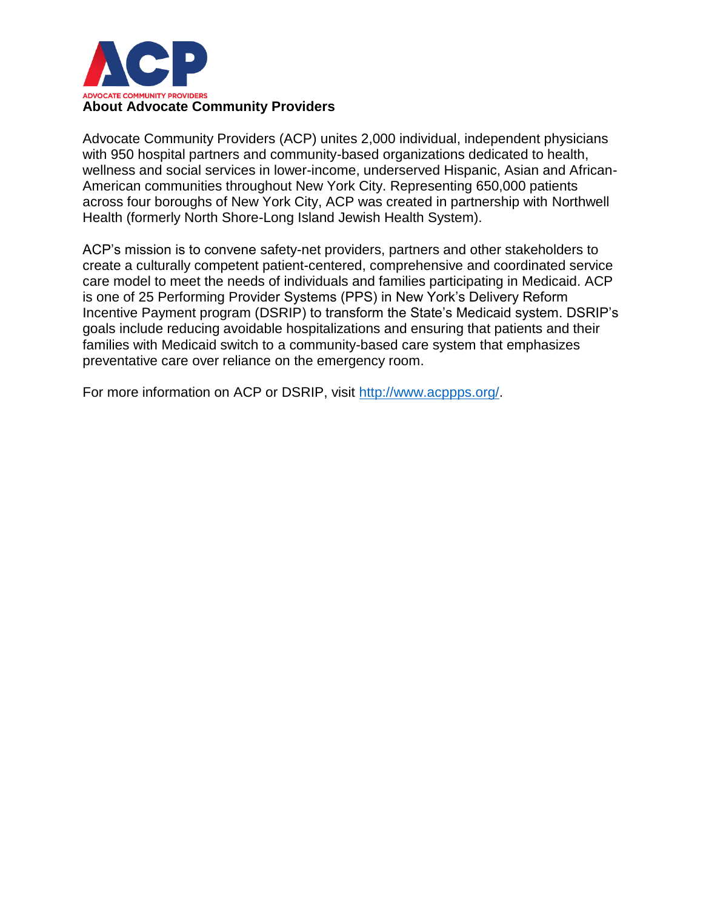ACP

ADVOCATE COMMUNITY PROVIDERS

## About Advocate Community Providers

Advocate Community Providers (ACP) unites 2,000 individual, independent physicians with 950 hospital partners and community-based organizations dedicated to health, wellness and social services in lower-income, underserved Hispanic, Asian and African-American communities throughout New York City. Representing 650,000 patients across four boroughs of New York City, ACP was created in partnership with Northwell Health (formerly North Shore-Long Island Jewish Health System).

ACP's mission is to convene safety-net providers, partners and other stakeholders to create a culturally competent patient-centered, comprehensive and coordinated service care model to meet the needs of individuals and families participating in Medicaid. ACP is one of 25 Performing Provider Systems (PPS) in New York's Delivery Reform Incentive Payment program (DSRIP) to transform the State's Medicaid system. DSRIP's goals include reducing avoidable hospitalizations and ensuring that patients and their families with Medicaid switch to a community-based care system that emphasizes preventative care over reliance on the emergency room.

For more information on ACP or DSRIP, visit [http://www.acppps.org/](http://www.acppps.org/).